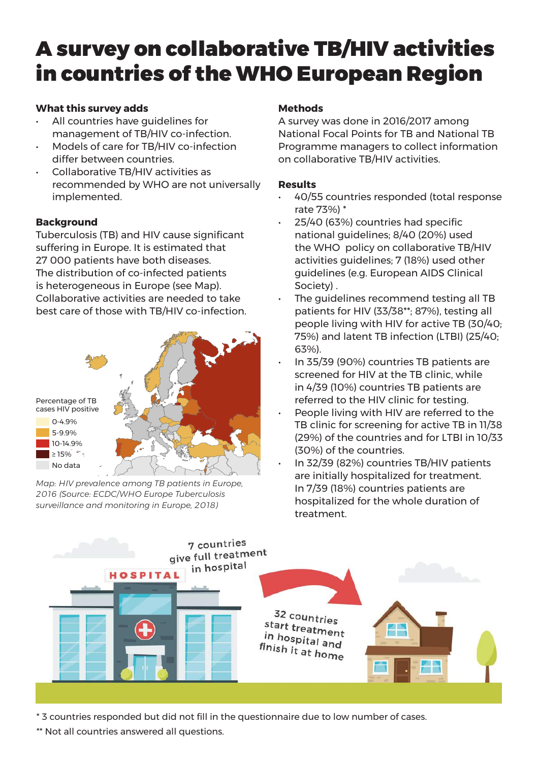# A survey on collaborative TB/HIV activities in countries of the WHO European Region

### What this survey adds

- All countries have guidelines for management of TB/HIV co-infection.
- Models of care for TB/HIV co-infection differ between countries.
- Collaborative TB/HIV activities as recommended by WHO are not universally implemented.

### Background

Tuberculosis (TB) and HIV cause significant suffering in Europe. It is estimated that 27 000 patients have both diseases. The distribution of co-infected patients is heterogeneous in Europe (see Map). Collaborative activities are needed to take best care of those with TB/HIV co-infection.

Percentage of TB cases HIV positive

- 0-4.9%
- 5-9.9%
- 10-14.9%
- ≥ 15%
- No data

*Map: HIV prevalence among TB patients in Europe, 2016 (Source: ECDC/WHO Europe Tuberculosis surveillance and monitoring in Europe, 2018)*

### Methods

A survey was done in 2016/2017 among National Focal Points for TB and National TB Programme managers to collect information on collaborative TB/HIV activities.

### Results

- 40/55 countries responded (total response rate 73%) *
- 25/40 (63%) countries had specific national guidelines; 8/40 (20%) used the WHO policy on collaborative TB/HIV activities guidelines; 7 (18%) used other guidelines (e.g. European AIDS Clinical Society) .
- The guidelines recommend testing all TB patients for HIV (33/38**; 87%), testing all people living with HIV for active TB (30/40; 75%) and latent TB infection (LTBI) (25/40; 63%).
- In 35/39 (90%) countries TB patients are screened for HIV at the TB clinic, while in 4/39 (10%) countries TB patients are referred to the HIV clinic for testing.
- People living with HIV are referred to the TB clinic for screening for active TB in 11/38 (29%) of the countries and for LTBI in 10/33 (30%) of the countries.
- In 32/39 (82%) countries TB/HIV patients are initially hospitalized for treatment. In 7/39 (18%) countries patients are hospitalized for the whole duration of treatment.

HOSPITAL

7 countries give full treatment in hospital

32 countries start treatment in hospital and finish it at home

\* 3 countries responded but did not fill in the questionnaire due to low number of cases.

** Not all countries answered all questions.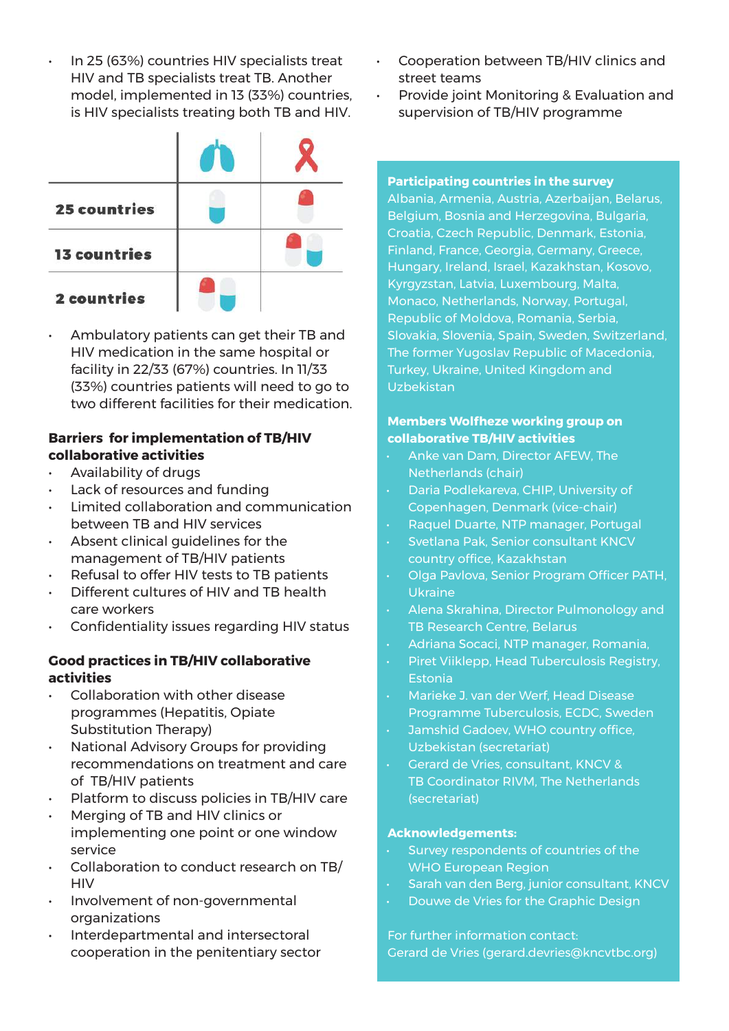- In 25 (63%) countries HIV specialists treat HIV and TB specialists treat TB. Another model, implemented in 13 (33%) countries, is HIV specialists treating both TB and HIV.

| | | |
|---|---|---|
| **25 countries** | | |
| **13 countries** | | |
| **2 countries** | | |

- Ambulatory patients can get their TB and HIV medication in the same hospital or facility in 22/33 (67%) countries. In 11/33 (33%) countries patients will need to go to two different facilities for their medication.

**Barriers for implementation of TB/HIV collaborative activities**

- Availability of drugs
- Lack of resources and funding
- Limited collaboration and communication between TB and HIV services
- Absent clinical guidelines for the management of TB/HIV patients
- Refusal to offer HIV tests to TB patients
- Different cultures of HIV and TB health care workers
- Confidentiality issues regarding HIV status

**Good practices in TB/HIV collaborative activities**

- Collaboration with other disease programmes (Hepatitis, Opiate Substitution Therapy)
- National Advisory Groups for providing recommendations on treatment and care of TB/HIV patients
- Platform to discuss policies in TB/HIV care
- Merging of TB and HIV clinics or implementing one point or one window service
- Collaboration to conduct research on TB/HIV
- Involvement of non-governmental organizations
- Interdepartmental and intersectoral cooperation in the penitentiary sector
- Cooperation between TB/HIV clinics and street teams
- Provide joint Monitoring & Evaluation and supervision of TB/HIV programme

**Participating countries in the survey**

Albania, Armenia, Austria, Azerbaijan, Belarus, Belgium, Bosnia and Herzegovina, Bulgaria, Croatia, Czech Republic, Denmark, Estonia, Finland, France, Georgia, Germany, Greece, Hungary, Ireland, Israel, Kazakhstan, Kosovo, Kyrgyzstan, Latvia, Luxembourg, Malta, Monaco, Netherlands, Norway, Portugal, Republic of Moldova, Romania, Serbia, Slovakia, Slovenia, Spain, Sweden, Switzerland, The former Yugoslav Republic of Macedonia, Turkey, Ukraine, United Kingdom and Uzbekistan

**Members Wolfheze working group on collaborative TB/HIV activities**

- Anke van Dam, Director AFEW, The Netherlands (chair)
- Daria Podlekareva, CHIP, University of Copenhagen, Denmark (vice-chair)
- Raquel Duarte, NTP manager, Portugal
- Svetlana Pak, Senior consultant KNCV country office, Kazakhstan
- Olga Pavlova, Senior Program Officer PATH, Ukraine
- Alena Skrahina, Director Pulmonology and TB Research Centre, Belarus
- Adriana Socaci, NTP manager, Romania,
- Piret Viiklepp, Head Tuberculosis Registry, Estonia
- Marieke J. van der Werf, Head Disease Programme Tuberculosis, ECDC, Sweden
- Jamshid Gadoev, WHO country office, Uzbekistan (secretariat)
- Gerard de Vries, consultant, KNCV & TB Coordinator RIVM, The Netherlands (secretariat)

**Acknowledgements:**

- Survey respondents of countries of the WHO European Region
- Sarah van den Berg, junior consultant, KNCV
- Douwe de Vries for the Graphic Design

For further information contact:
Gerard de Vries (gerard.devries@kncvtbc.org)